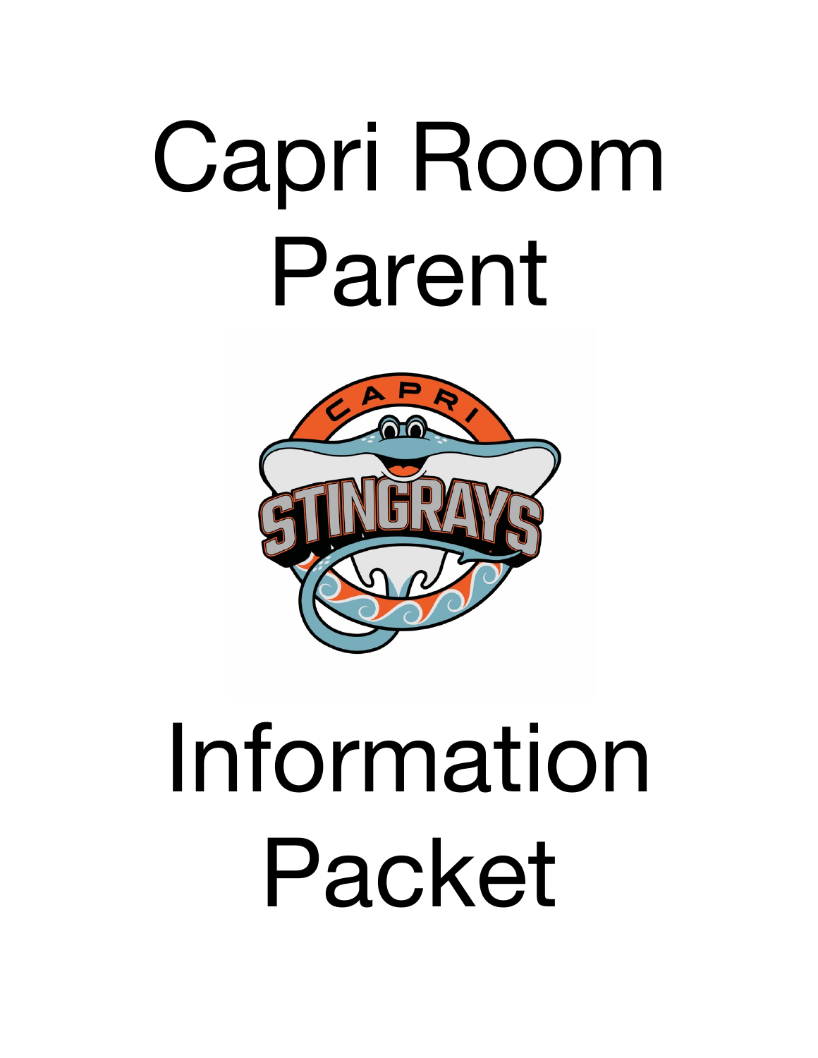# Capri Room Parent

# Information Packet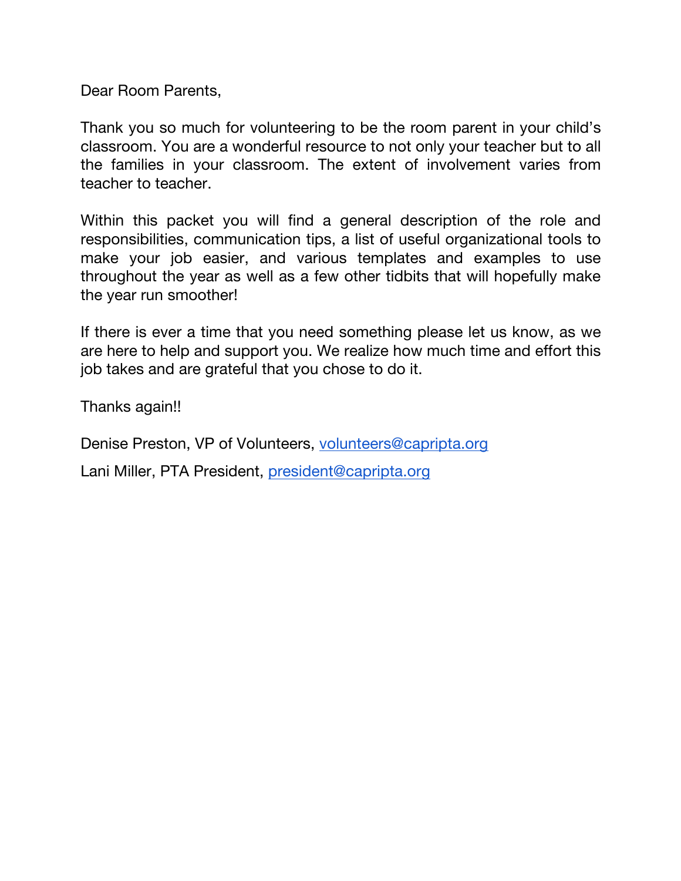Dear Room Parents,

Thank you so much for volunteering to be the room parent in your child's classroom. You are a wonderful resource to not only your teacher but to all the families in your classroom. The extent of involvement varies from teacher to teacher.

Within this packet you will find a general description of the role and responsibilities, communication tips, a list of useful organizational tools to make your job easier, and various templates and examples to use throughout the year as well as a few other tidbits that will hopefully make the year run smoother!

If there is ever a time that you need something please let us know, as we are here to help and support you. We realize how much time and effort this job takes and are grateful that you chose to do it.

Thanks again!!

Denise Preston, VP of Volunteers, volunteers@capripta.org

Lani Miller, PTA President, president@capripta.org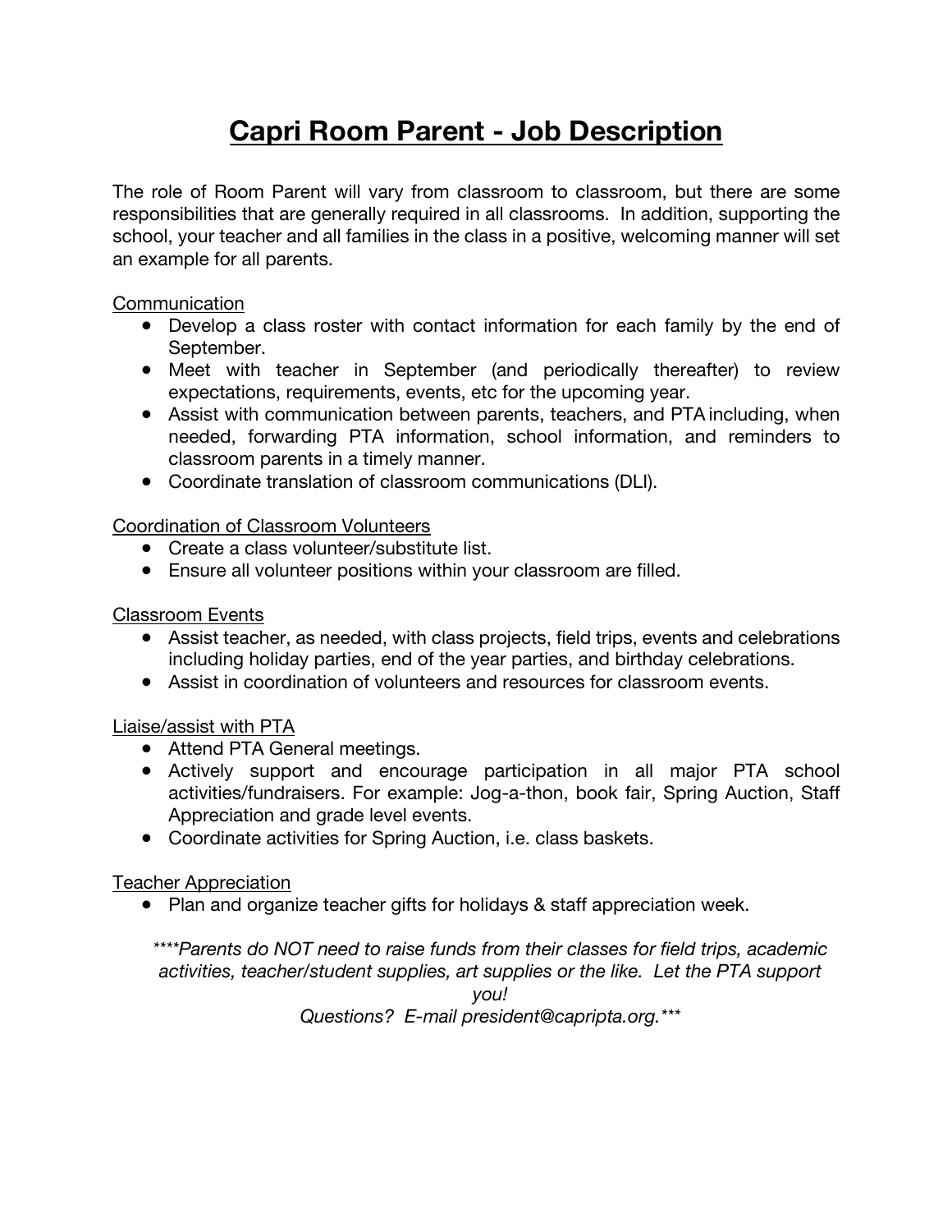# Capri Room Parent - Job Description

The role of Room Parent will vary from classroom to classroom, but there are some responsibilities that are generally required in all classrooms. In addition, supporting the school, your teacher and all families in the class in a positive, welcoming manner will set an example for all parents.

<u>Communication</u>

- Develop a class roster with contact information for each family by the end of September.
- Meet with teacher in September (and periodically thereafter) to review expectations, requirements, events, etc for the upcoming year.
- Assist with communication between parents, teachers, and PTA including, when needed, forwarding PTA information, school information, and reminders to classroom parents in a timely manner.
- Coordinate translation of classroom communications (DLI).

<u>Coordination of Classroom Volunteers</u>

- Create a class volunteer/substitute list.
- Ensure all volunteer positions within your classroom are filled.

<u>Classroom Events</u>

- Assist teacher, as needed, with class projects, field trips, events and celebrations including holiday parties, end of the year parties, and birthday celebrations.
- Assist in coordination of volunteers and resources for classroom events.

<u>Liaise/assist with PTA</u>

- Attend PTA General meetings.
- Actively support and encourage participation in all major PTA school activities/fundraisers. For example: Jog-a-thon, book fair, Spring Auction, Staff Appreciation and grade level events.
- Coordinate activities for Spring Auction, i.e. class baskets.

<u>Teacher Appreciation</u>

- Plan and organize teacher gifts for holidays & staff appreciation week.

*\*\*\*\*Parents do NOT need to raise funds from their classes for field trips, academic activities, teacher/student supplies, art supplies or the like. Let the PTA support you!*

*Questions? E-mail president@capripta.org.\*\*\**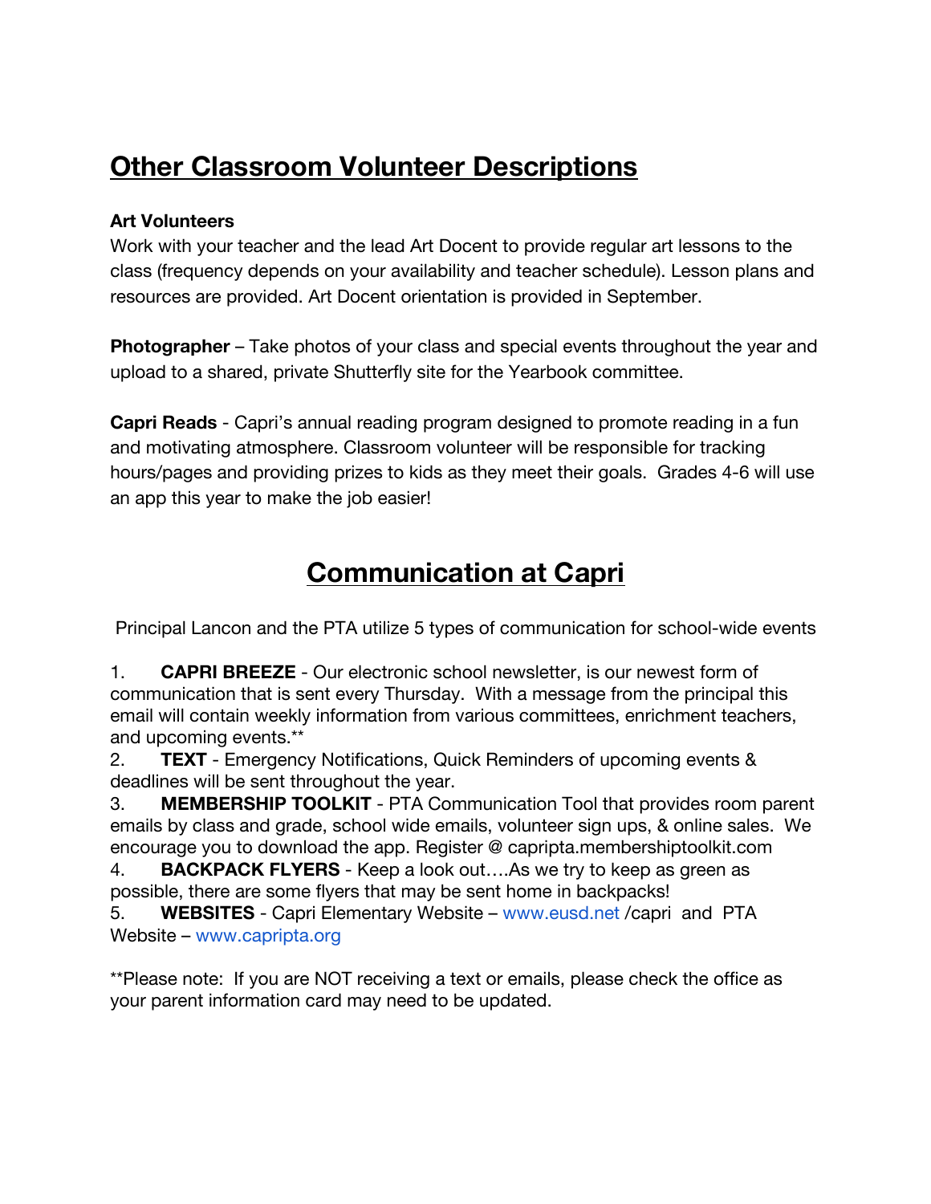## Other Classroom Volunteer Descriptions

**Art Volunteers**
Work with your teacher and the lead Art Docent to provide regular art lessons to the class (frequency depends on your availability and teacher schedule). Lesson plans and resources are provided. Art Docent orientation is provided in September.

**Photographer** – Take photos of your class and special events throughout the year and upload to a shared, private Shutterfly site for the Yearbook committee.

**Capri Reads** - Capri's annual reading program designed to promote reading in a fun and motivating atmosphere. Classroom volunteer will be responsible for tracking hours/pages and providing prizes to kids as they meet their goals. Grades 4-6 will use an app this year to make the job easier!

## Communication at Capri

Principal Lancon and the PTA utilize 5 types of communication for school-wide events

1. **CAPRI BREEZE** - Our electronic school newsletter, is our newest form of communication that is sent every Thursday. With a message from the principal this email will contain weekly information from various committees, enrichment teachers, and upcoming events.**
2. **TEXT** - Emergency Notifications, Quick Reminders of upcoming events & deadlines will be sent throughout the year.
3. **MEMBERSHIP TOOLKIT** - PTA Communication Tool that provides room parent emails by class and grade, school wide emails, volunteer sign ups, & online sales. We encourage you to download the app. Register @ capripta.membershiptoolkit.com
4. **BACKPACK FLYERS** - Keep a look out….As we try to keep as green as possible, there are some flyers that may be sent home in backpacks!
5. **WEBSITES** - Capri Elementary Website – www.eusd.net /capri and PTA Website – www.capripta.org

**Please note: If you are NOT receiving a text or emails, please check the office as your parent information card may need to be updated.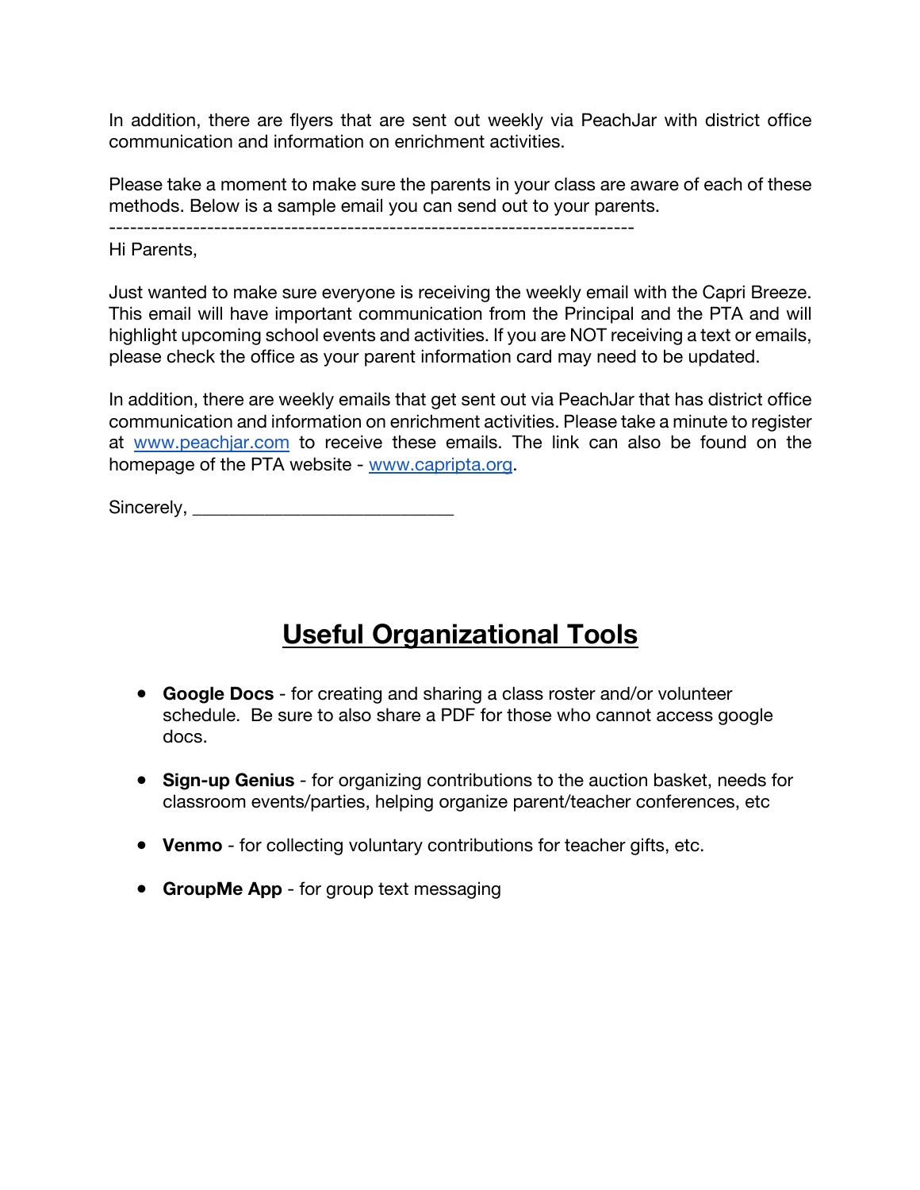In addition, there are flyers that are sent out weekly via PeachJar with district office communication and information on enrichment activities.

Please take a moment to make sure the parents in your class are aware of each of these methods. Below is a sample email you can send out to your parents.

---------------------------------------------------------------------------

Hi Parents,

Just wanted to make sure everyone is receiving the weekly email with the Capri Breeze. This email will have important communication from the Principal and the PTA and will highlight upcoming school events and activities. If you are NOT receiving a text or emails, please check the office as your parent information card may need to be updated.

In addition, there are weekly emails that get sent out via PeachJar that has district office communication and information on enrichment activities. Please take a minute to register at www.peachjar.com to receive these emails. The link can also be found on the homepage of the PTA website - www.capripta.org.

Sincerely, ____________________________

# Useful Organizational Tools

- **Google Docs** - for creating and sharing a class roster and/or volunteer schedule. Be sure to also share a PDF for those who cannot access google docs.
- **Sign-up Genius** - for organizing contributions to the auction basket, needs for classroom events/parties, helping organize parent/teacher conferences, etc
- **Venmo** - for collecting voluntary contributions for teacher gifts, etc.
- **GroupMe App** - for group text messaging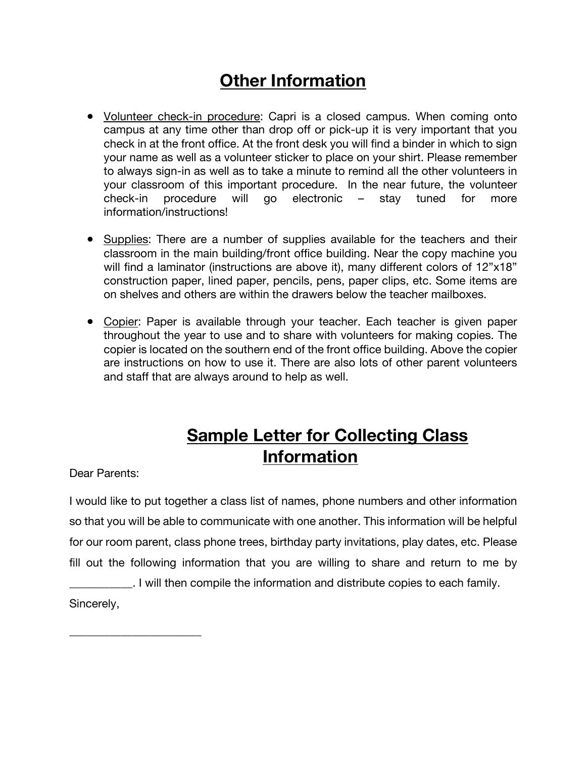# Other Information

- Volunteer check-in procedure: Capri is a closed campus. When coming onto campus at any time other than drop off or pick-up it is very important that you check in at the front office. At the front desk you will find a binder in which to sign your name as well as a volunteer sticker to place on your shirt. Please remember to always sign-in as well as to take a minute to remind all the other volunteers in your classroom of this important procedure. In the near future, the volunteer check-in procedure will go electronic – stay tuned for more information/instructions!

- Supplies: There are a number of supplies available for the teachers and their classroom in the main building/front office building. Near the copy machine you will find a laminator (instructions are above it), many different colors of 12"x18" construction paper, lined paper, pencils, pens, paper clips, etc. Some items are on shelves and others are within the drawers below the teacher mailboxes.

- Copier: Paper is available through your teacher. Each teacher is given paper throughout the year to use and to share with volunteers for making copies. The copier is located on the southern end of the front office building. Above the copier are instructions on how to use it. There are also lots of other parent volunteers and staff that are always around to help as well.

# Sample Letter for Collecting Class Information

Dear Parents:

I would like to put together a class list of names, phone numbers and other information so that you will be able to communicate with one another. This information will be helpful for our room parent, class phone trees, birthday party invitations, play dates, etc. Please fill out the following information that you are willing to share and return to me by __________. I will then compile the information and distribute copies to each family.

Sincerely,

______________________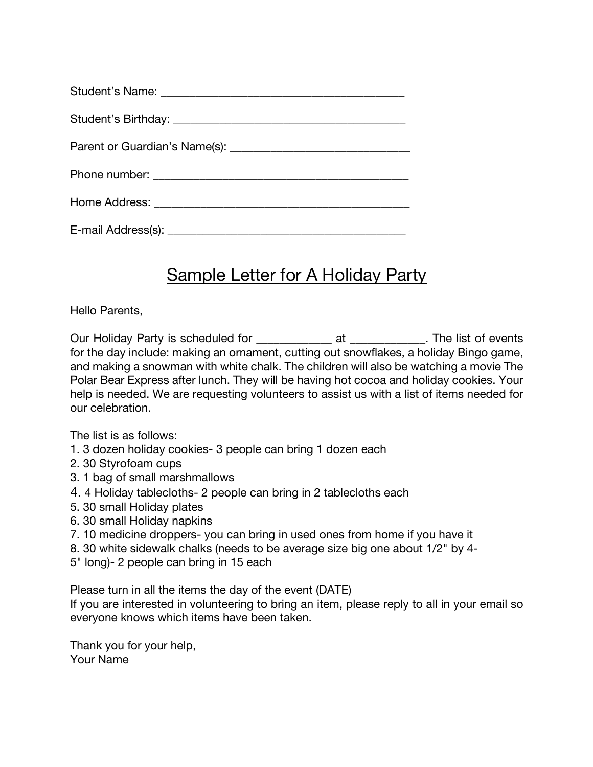Student's Name: ________________________________________

Student's Birthday: ______________________________________

Parent or Guardian's Name(s): _____________________________

Phone number: __________________________________________

Home Address: __________________________________________

E-mail Address(s): _______________________________________

## Sample Letter for A Holiday Party

Hello Parents,

Our Holiday Party is scheduled for ____________ at ____________. The list of events for the day include: making an ornament, cutting out snowflakes, a holiday Bingo game, and making a snowman with white chalk. The children will also be watching a movie The Polar Bear Express after lunch. They will be having hot cocoa and holiday cookies. Your help is needed. We are requesting volunteers to assist us with a list of items needed for our celebration.

The list is as follows:

1. 3 dozen holiday cookies- 3 people can bring 1 dozen each
2. 30 Styrofoam cups
3. 1 bag of small marshmallows
4. 4 Holiday tablecloths- 2 people can bring in 2 tablecloths each
5. 30 small Holiday plates
6. 30 small Holiday napkins
7. 10 medicine droppers- you can bring in used ones from home if you have it
8. 30 white sidewalk chalks (needs to be average size big one about 1/2" by 4-5" long)- 2 people can bring in 15 each

Please turn in all the items the day of the event (DATE)
If you are interested in volunteering to bring an item, please reply to all in your email so everyone knows which items have been taken.

Thank you for your help,
Your Name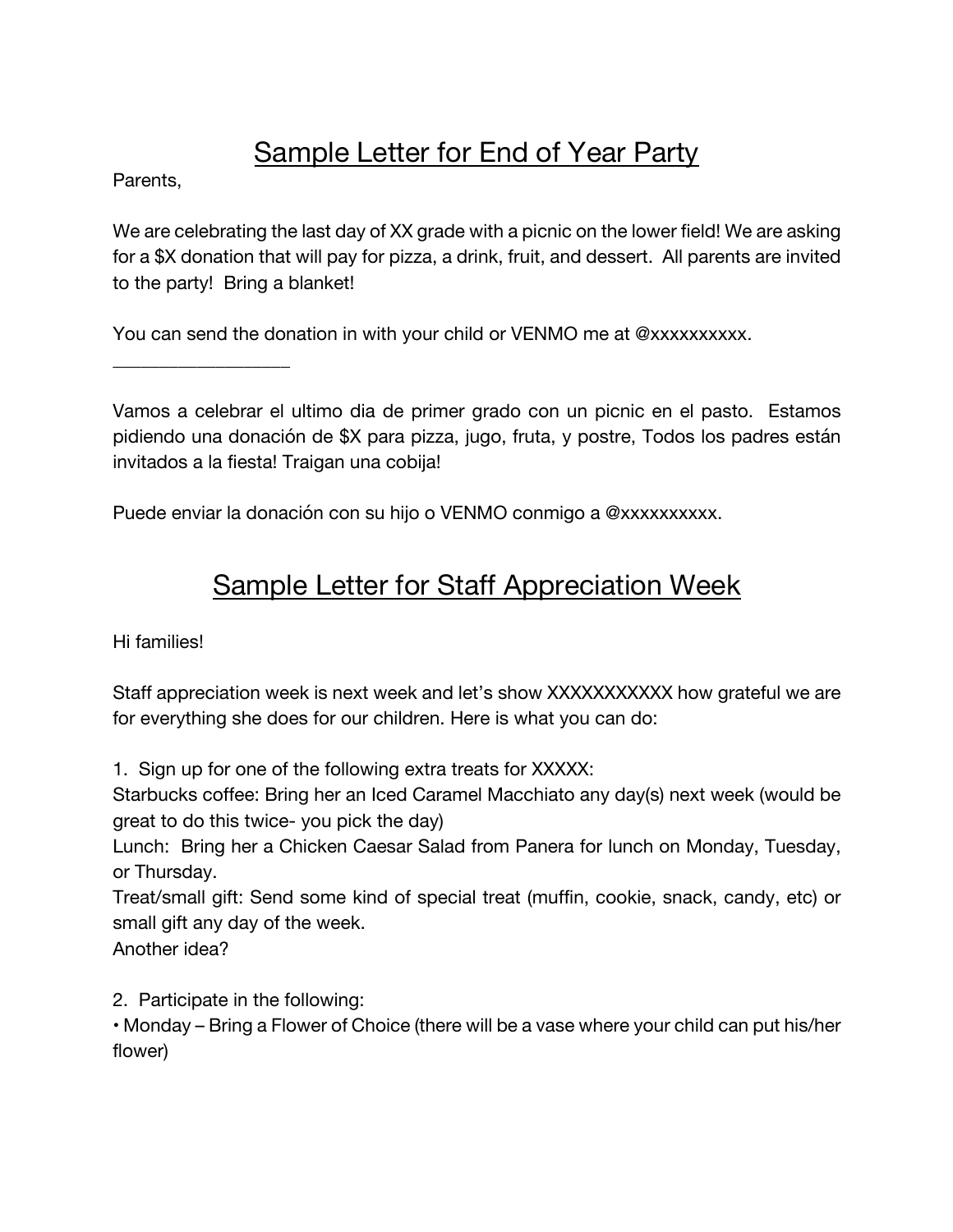# Sample Letter for End of Year Party

Parents,

We are celebrating the last day of XX grade with a picnic on the lower field! We are asking for a $X donation that will pay for pizza, a drink, fruit, and dessert. All parents are invited to the party! Bring a blanket!

You can send the donation in with your child or VENMO me at @xxxxxxxxxx.

___________________

Vamos a celebrar el ultimo dia de primer grado con un picnic en el pasto. Estamos pidiendo una donación de $X para pizza, jugo, fruta, y postre, Todos los padres están invitados a la fiesta! Traigan una cobija!

Puede enviar la donación con su hijo o VENMO conmigo a @xxxxxxxxxx.

# Sample Letter for Staff Appreciation Week

Hi families!

Staff appreciation week is next week and let's show XXXXXXXXXXX how grateful we are for everything she does for our children. Here is what you can do:

1. Sign up for one of the following extra treats for XXXXX:

Starbucks coffee: Bring her an Iced Caramel Macchiato any day(s) next week (would be great to do this twice- you pick the day)

Lunch: Bring her a Chicken Caesar Salad from Panera for lunch on Monday, Tuesday, or Thursday.

Treat/small gift: Send some kind of special treat (muffin, cookie, snack, candy, etc) or small gift any day of the week.

Another idea?

2. Participate in the following:

• Monday – Bring a Flower of Choice (there will be a vase where your child can put his/her flower)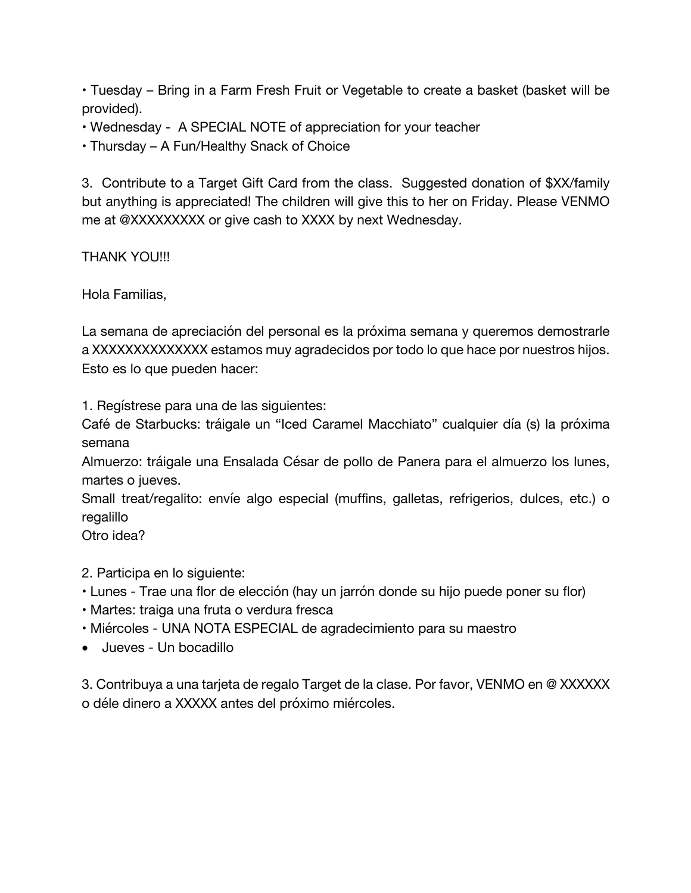• Tuesday – Bring in a Farm Fresh Fruit or Vegetable to create a basket (basket will be provided).
• Wednesday - A SPECIAL NOTE of appreciation for your teacher
• Thursday – A Fun/Healthy Snack of Choice

3. Contribute to a Target Gift Card from the class. Suggested donation of $XX/family but anything is appreciated! The children will give this to her on Friday. Please VENMO me at @XXXXXXXXX or give cash to XXXX by next Wednesday.

THANK YOU!!!

Hola Familias,

La semana de apreciación del personal es la próxima semana y queremos demostrarle a XXXXXXXXXXXXXX estamos muy agradecidos por todo lo que hace por nuestros hijos. Esto es lo que pueden hacer:

1. Regístrese para una de las siguientes:
Café de Starbucks: tráigale un "Iced Caramel Macchiato" cualquier día (s) la próxima semana
Almuerzo: tráigale una Ensalada César de pollo de Panera para el almuerzo los lunes, martes o jueves.
Small treat/regalito: envíe algo especial (muffins, galletas, refrigerios, dulces, etc.) o regalillo
Otro idea?

2. Participa en lo siguiente:
• Lunes - Trae una flor de elección (hay un jarrón donde su hijo puede poner su flor)
• Martes: traiga una fruta o verdura fresca
• Miércoles - UNA NOTA ESPECIAL de agradecimiento para su maestro
• Jueves - Un bocadillo

3. Contribuya a una tarjeta de regalo Target de la clase. Por favor, VENMO en @ XXXXXX o déle dinero a XXXXX antes del próximo miércoles.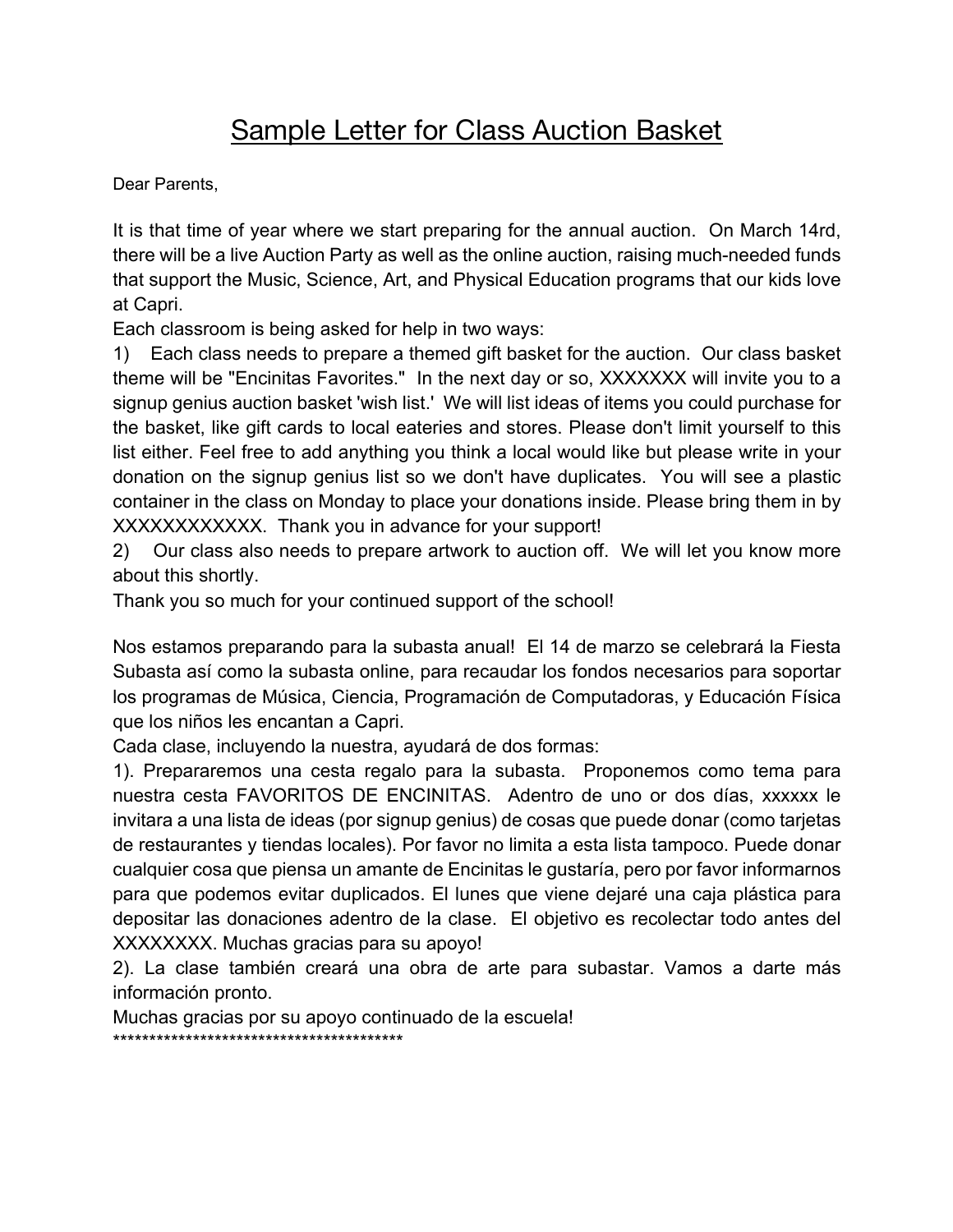# Sample Letter for Class Auction Basket

Dear Parents,

It is that time of year where we start preparing for the annual auction. On March 14rd, there will be a live Auction Party as well as the online auction, raising much-needed funds that support the Music, Science, Art, and Physical Education programs that our kids love at Capri.

Each classroom is being asked for help in two ways:

1) Each class needs to prepare a themed gift basket for the auction. Our class basket theme will be "Encinitas Favorites." In the next day or so, XXXXXXX will invite you to a signup genius auction basket 'wish list.' We will list ideas of items you could purchase for the basket, like gift cards to local eateries and stores. Please don't limit yourself to this list either. Feel free to add anything you think a local would like but please write in your donation on the signup genius list so we don't have duplicates. You will see a plastic container in the class on Monday to place your donations inside. Please bring them in by XXXXXXXXXXXX. Thank you in advance for your support!

2) Our class also needs to prepare artwork to auction off. We will let you know more about this shortly.

Thank you so much for your continued support of the school!

Nos estamos preparando para la subasta anual! El 14 de marzo se celebrará la Fiesta Subasta así como la subasta online, para recaudar los fondos necesarios para soportar los programas de Música, Ciencia, Programación de Computadoras, y Educación Física que los niños les encantan a Capri.

Cada clase, incluyendo la nuestra, ayudará de dos formas:

1). Prepararemos una cesta regalo para la subasta. Proponemos como tema para nuestra cesta FAVORITOS DE ENCINITAS. Adentro de uno or dos días, xxxxxx le invitara a una lista de ideas (por signup genius) de cosas que puede donar (como tarjetas de restaurantes y tiendas locales). Por favor no limita a esta lista tampoco. Puede donar cualquier cosa que piensa un amante de Encinitas le gustaría, pero por favor informarnos para que podemos evitar duplicados. El lunes que viene dejaré una caja plástica para depositar las donaciones adentro de la clase. El objetivo es recolectar todo antes del XXXXXXXX. Muchas gracias para su apoyo!

2). La clase también creará una obra de arte para subastar. Vamos a darte más información pronto.

Muchas gracias por su apoyo continuado de la escuela!

******************************************